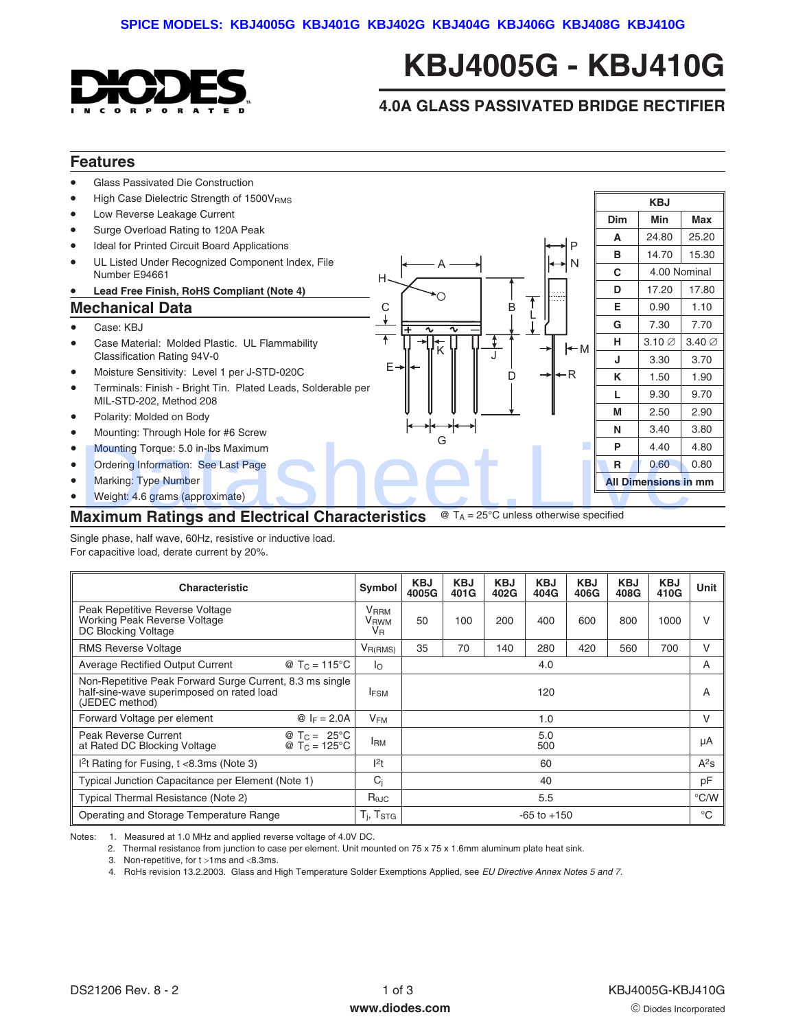SPICE MODELS: KBJ4005G KBJ401G KBJ402G KBJ404G KBJ406G KBJ408G KBJ410G

# KBJ4005G - KBJ410G

## 4.0A GLASS PASSIVATED BRIDGE RECTIFIER

## Features

- Glass Passivated Die Construction
- High Case Dielectric Strength of $1500V_{RMS}$
- Low Reverse Leakage Current
- Surge Overload Rating to 120A Peak
- Ideal for Printed Circuit Board Applications
- UL Listed Under Recognized Component Index, File Number E94661
- **Lead Free Finish, RoHS Compliant (Note 4)**

## Mechanical Data

- Case: KBJ
- Case Material: Molded Plastic. UL Flammability Classification Rating 94V-0
- Moisture Sensitivity: Level 1 per J-STD-020C
- Terminals: Finish - Bright Tin. Plated Leads, Solderable per MIL-STD-202, Method 208
- Polarity: Molded on Body
- Mounting: Through Hole for #6 Screw
- Mounting Torque: 5.0 in-lbs Maximum
- Ordering Information: See Last Page
- Marking: Type Number
- Weight: 4.6 grams (approximate)

| KBJ | | |
|---|---|---|
| **Dim** | **Min** | **Max** |
| **A** | 24.80 | 25.20 |
| **B** | 14.70 | 15.30 |
| **C** | 4.00 Nominal | |
| **D** | 17.20 | 17.80 |
| **E** | 0.90 | 1.10 |
| **G** | 7.30 | 7.70 |
| **H** | 3.10 ∅ | 3.40 ∅ |
| **J** | 3.30 | 3.70 |
| **K** | 1.50 | 1.90 |
| **L** | 9.30 | 9.70 |
| **M** | 2.50 | 2.90 |
| **N** | 3.40 | 3.80 |
| **P** | 4.40 | 4.80 |
| **R** | 0.60 | 0.80 |
| **All Dimensions in mm** | | |

## Maximum Ratings and Electrical Characteristics

@ $T_A$ = 25°C unless otherwise specified

Single phase, half wave, 60Hz, resistive or inductive load.
For capacitive load, derate current by 20%.

| Characteristic | Symbol | KBJ 4005G | KBJ 401G | KBJ 402G | KBJ 404G | KBJ 406G | KBJ 408G | KBJ 410G | Unit |
|---|---|---|---|---|---|---|---|---|---|
| Peak Repetitive Reverse Voltage<br>Working Peak Reverse Voltage<br>DC Blocking Voltage | $V_{RRM}$<br>$V_{RWM}$<br>$V_R$ | 50 | 100 | 200 | 400 | 600 | 800 | 1000 | V |
| RMS Reverse Voltage | $V_{R(RMS)}$ | 35 | 70 | 140 | 280 | 420 | 560 | 700 | V |
| Average Rectified Output Current @ $T_C$ = 115°C | $I_O$ | 4.0 | | | | | | | A |
| Non-Repetitive Peak Forward Surge Current, 8.3 ms single half-sine-wave superimposed on rated load (JEDEC method) | $I_{FSM}$ | 120 | | | | | | | A |
| Forward Voltage per element @ $I_F$ = 2.0A | $V_{FM}$ | 1.0 | | | | | | | V |
| Peak Reverse Current at Rated DC Blocking Voltage @ $T_C$ = 25°C<br>@ $T_C$ = 125°C | $I_{RM}$ | 5.0<br>500 | | | | | | | µA |
| $I^2t$ Rating for Fusing, t <8.3ms (Note 3) | $I^2t$ | 60 | | | | | | | $A^2s$ |
| Typical Junction Capacitance per Element (Note 1) | $C_j$ | 40 | | | | | | | pF |
| Typical Thermal Resistance (Note 2) | $R_{\theta JC}$ | 5.5 | | | | | | | °C/W |
| Operating and Storage Temperature Range | $T_j$, $T_{STG}$ | -65 to +150 | | | | | | | °C |

Notes:
1. Measured at 1.0 MHz and applied reverse voltage of 4.0V DC.
2. Thermal resistance from junction to case per element. Unit mounted on 75 x 75 x 1.6mm aluminum plate heat sink.
3. Non-repetitive, for t >1ms and <8.3ms.
4. RoHS revision 13.2.2003. Glass and High Temperature Solder Exemptions Applied, see *EU Directive Annex Notes 5 and 7.*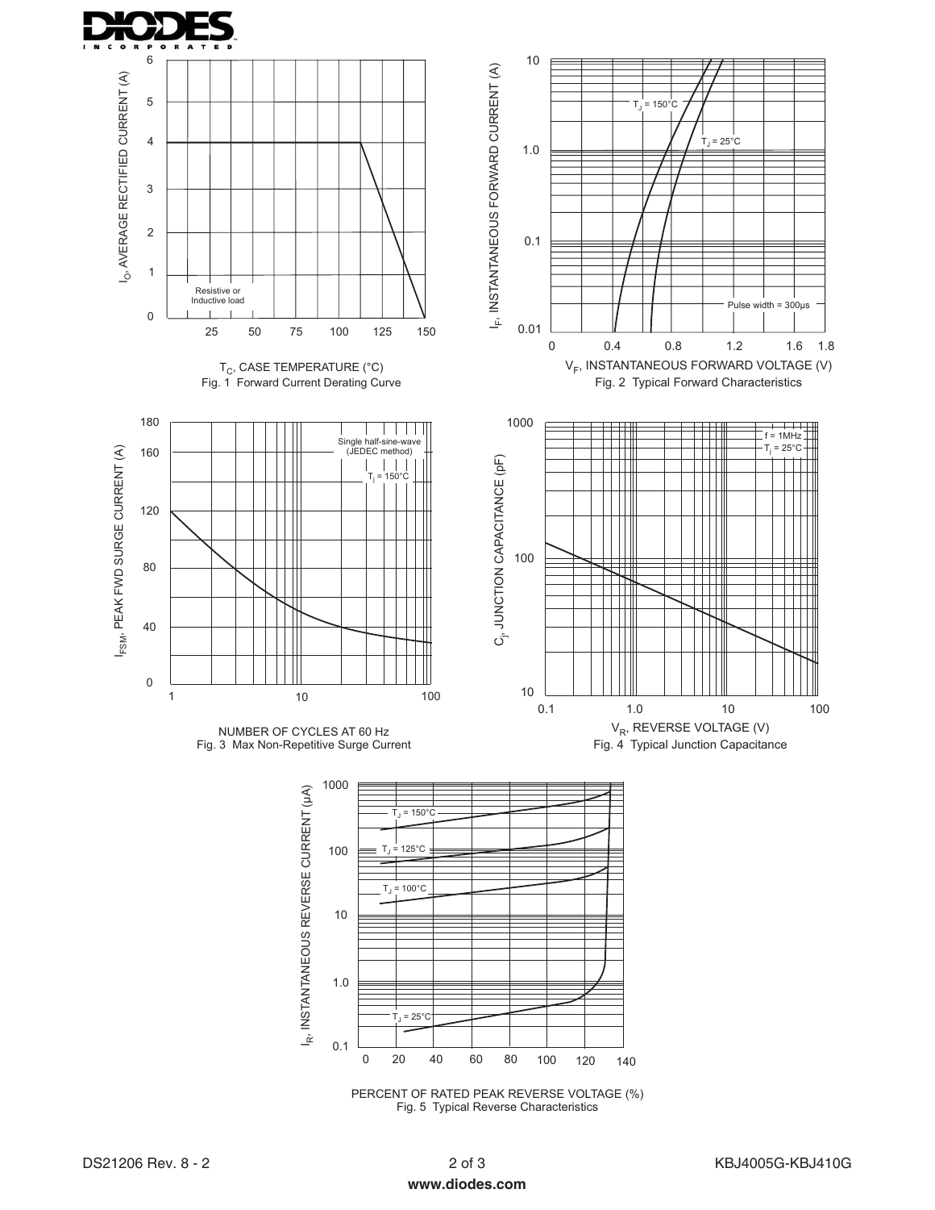Resistive or Inductive load

$I_O$, AVERAGE RECTIFIED CURRENT (A)

$T_C$, CASE TEMPERATURE (°C)

Fig. 1 Forward Current Derating Curve

$T_J$ = 150°C

$T_J$ = 25°C

Pulse width = 300µs

$I_F$, INSTANTANEOUS FORWARD CURRENT (A)

$V_F$, INSTANTANEOUS FORWARD VOLTAGE (V)

Fig. 2 Typical Forward Characteristics

Single half-sine-wave (JEDEC method)

$T_j$ = 150°C

$I_{FSM}$, PEAK FWD SURGE CURRENT (A)

NUMBER OF CYCLES AT 60 Hz

Fig. 3 Max Non-Repetitive Surge Current

f = 1MHz

$T_j$ = 25°C

$C_j$, JUNCTION CAPACITANCE (pF)

$V_R$, REVERSE VOLTAGE (V)

Fig. 4 Typical Junction Capacitance

$T_J$ = 150°C

$T_J$ = 125°C

$T_J$ = 100°C

$T_J$ = 25°C

$I_R$, INSTANTANEOUS REVERSE CURRENT (µA)

PERCENT OF RATED PEAK REVERSE VOLTAGE (%)

Fig. 5 Typical Reverse Characteristics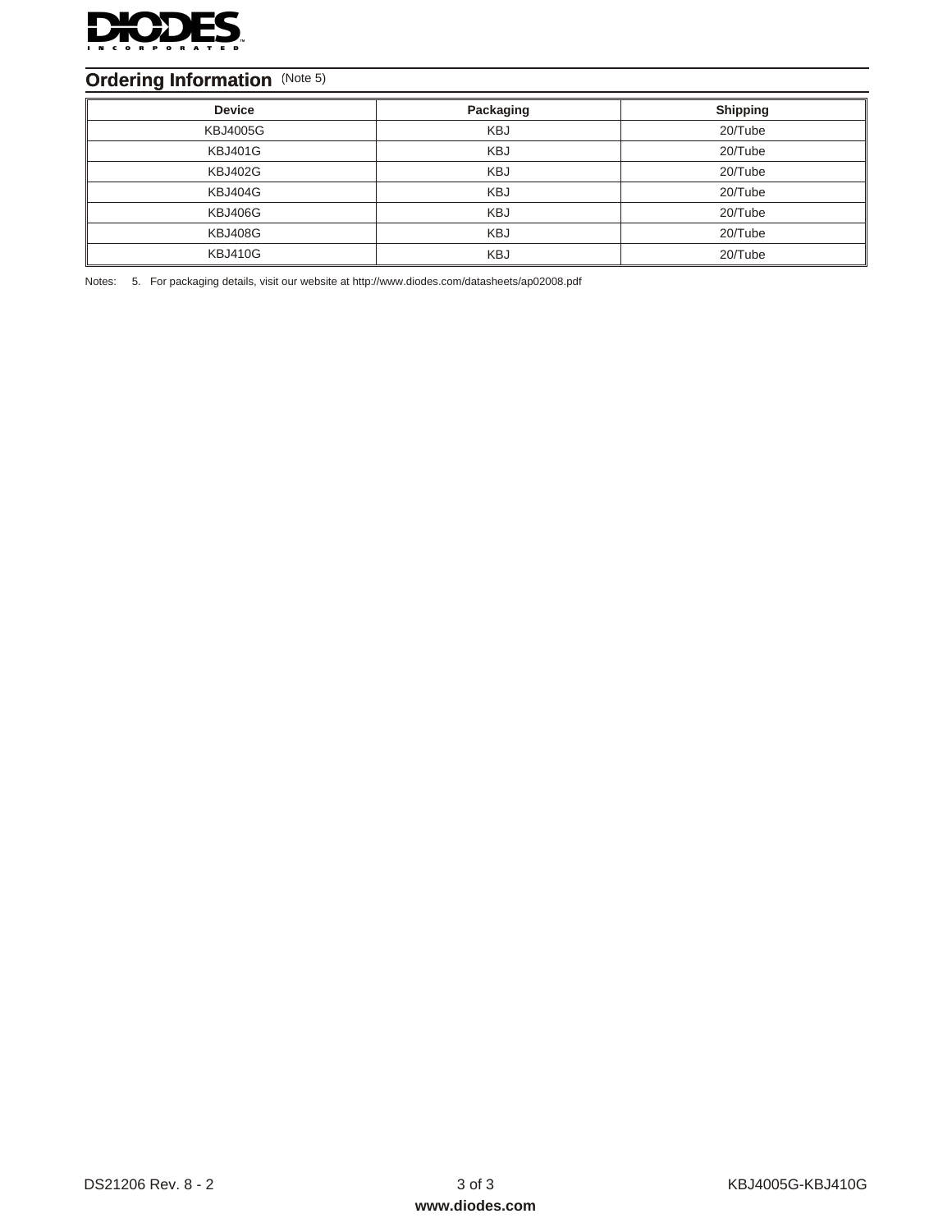## Ordering Information (Note 5)

| Device | Packaging | Shipping |
|---|---|---|
| KBJ4005G | KBJ | 20/Tube |
| KBJ401G | KBJ | 20/Tube |
| KBJ402G | KBJ | 20/Tube |
| KBJ404G | KBJ | 20/Tube |
| KBJ406G | KBJ | 20/Tube |
| KBJ408G | KBJ | 20/Tube |
| KBJ410G | KBJ | 20/Tube |

Notes: 5. For packaging details, visit our website at http://www.diodes.com/datasheets/ap02008.pdf